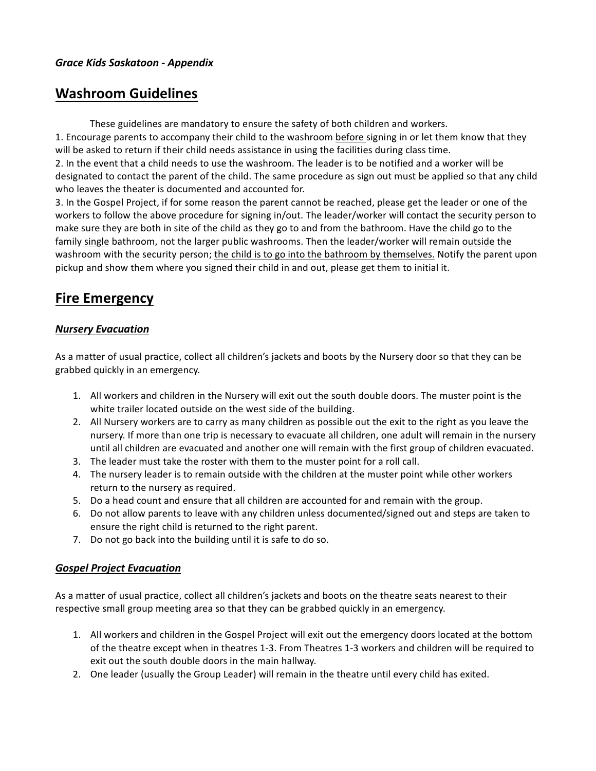*Grace Kids Saskatoon - Appendix*

## Washroom Guidelines

These guidelines are mandatory to ensure the safety of both children and workers.

1. Encourage parents to accompany their child to the washroom before signing in or let them know that they will be asked to return if their child needs assistance in using the facilities during class time.
2. In the event that a child needs to use the washroom. The leader is to be notified and a worker will be designated to contact the parent of the child. The same procedure as sign out must be applied so that any child who leaves the theater is documented and accounted for.
3. In the Gospel Project, if for some reason the parent cannot be reached, please get the leader or one of the workers to follow the above procedure for signing in/out. The leader/worker will contact the security person to make sure they are both in site of the child as they go to and from the bathroom. Have the child go to the family single bathroom, not the larger public washrooms. Then the leader/worker will remain outside the washroom with the security person; the child is to go into the bathroom by themselves. Notify the parent upon pickup and show them where you signed their child in and out, please get them to initial it.

## Fire Emergency

### *Nursery Evacuation*

As a matter of usual practice, collect all children's jackets and boots by the Nursery door so that they can be grabbed quickly in an emergency.

1. All workers and children in the Nursery will exit out the south double doors. The muster point is the white trailer located outside on the west side of the building.
2. All Nursery workers are to carry as many children as possible out the exit to the right as you leave the nursery. If more than one trip is necessary to evacuate all children, one adult will remain in the nursery until all children are evacuated and another one will remain with the first group of children evacuated.
3. The leader must take the roster with them to the muster point for a roll call.
4. The nursery leader is to remain outside with the children at the muster point while other workers return to the nursery as required.
5. Do a head count and ensure that all children are accounted for and remain with the group.
6. Do not allow parents to leave with any children unless documented/signed out and steps are taken to ensure the right child is returned to the right parent.
7. Do not go back into the building until it is safe to do so.

### *Gospel Project Evacuation*

As a matter of usual practice, collect all children's jackets and boots on the theatre seats nearest to their respective small group meeting area so that they can be grabbed quickly in an emergency.

1. All workers and children in the Gospel Project will exit out the emergency doors located at the bottom of the theatre except when in theatres 1-3. From Theatres 1-3 workers and children will be required to exit out the south double doors in the main hallway.
2. One leader (usually the Group Leader) will remain in the theatre until every child has exited.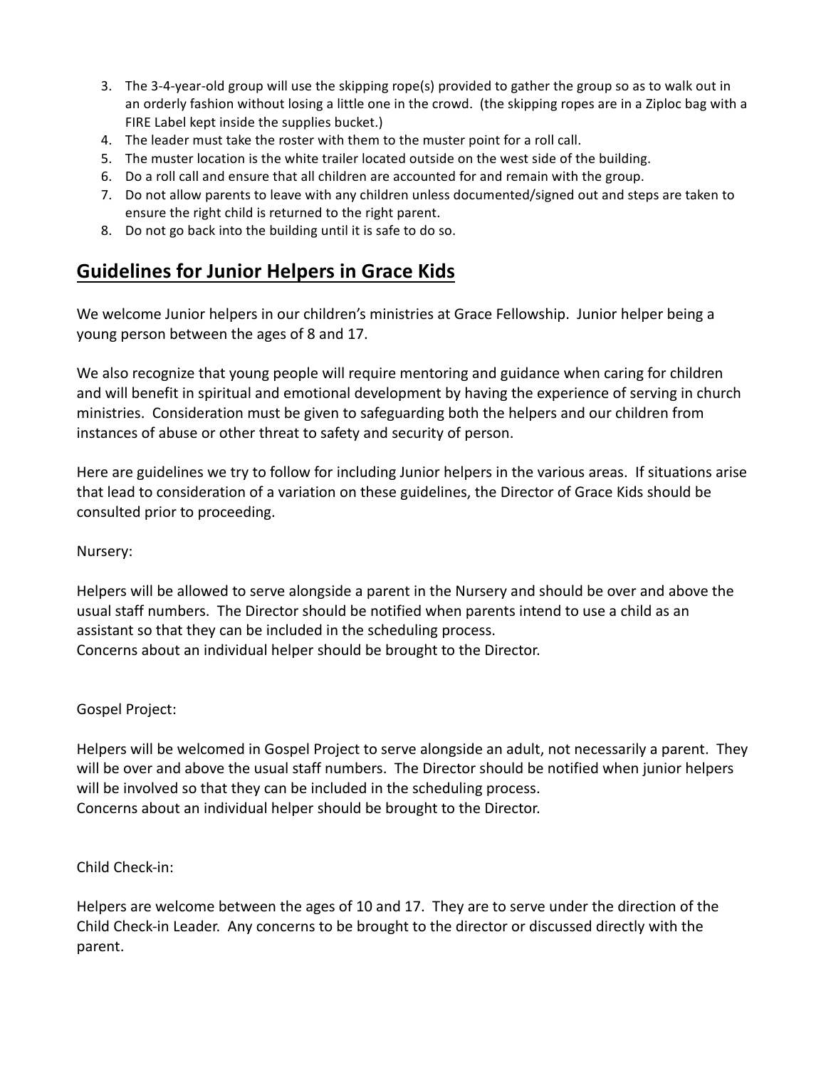3. The 3-4-year-old group will use the skipping rope(s) provided to gather the group so as to walk out in an orderly fashion without losing a little one in the crowd. (the skipping ropes are in a Ziploc bag with a FIRE Label kept inside the supplies bucket.)
4. The leader must take the roster with them to the muster point for a roll call.
5. The muster location is the white trailer located outside on the west side of the building.
6. Do a roll call and ensure that all children are accounted for and remain with the group.
7. Do not allow parents to leave with any children unless documented/signed out and steps are taken to ensure the right child is returned to the right parent.
8. Do not go back into the building until it is safe to do so.

## Guidelines for Junior Helpers in Grace Kids

We welcome Junior helpers in our children's ministries at Grace Fellowship. Junior helper being a young person between the ages of 8 and 17.

We also recognize that young people will require mentoring and guidance when caring for children and will benefit in spiritual and emotional development by having the experience of serving in church ministries. Consideration must be given to safeguarding both the helpers and our children from instances of abuse or other threat to safety and security of person.

Here are guidelines we try to follow for including Junior helpers in the various areas. If situations arise that lead to consideration of a variation on these guidelines, the Director of Grace Kids should be consulted prior to proceeding.

Nursery:

Helpers will be allowed to serve alongside a parent in the Nursery and should be over and above the usual staff numbers. The Director should be notified when parents intend to use a child as an assistant so that they can be included in the scheduling process.
Concerns about an individual helper should be brought to the Director.

Gospel Project:

Helpers will be welcomed in Gospel Project to serve alongside an adult, not necessarily a parent. They will be over and above the usual staff numbers. The Director should be notified when junior helpers will be involved so that they can be included in the scheduling process.
Concerns about an individual helper should be brought to the Director.

Child Check-in:

Helpers are welcome between the ages of 10 and 17. They are to serve under the direction of the Child Check-in Leader. Any concerns to be brought to the director or discussed directly with the parent.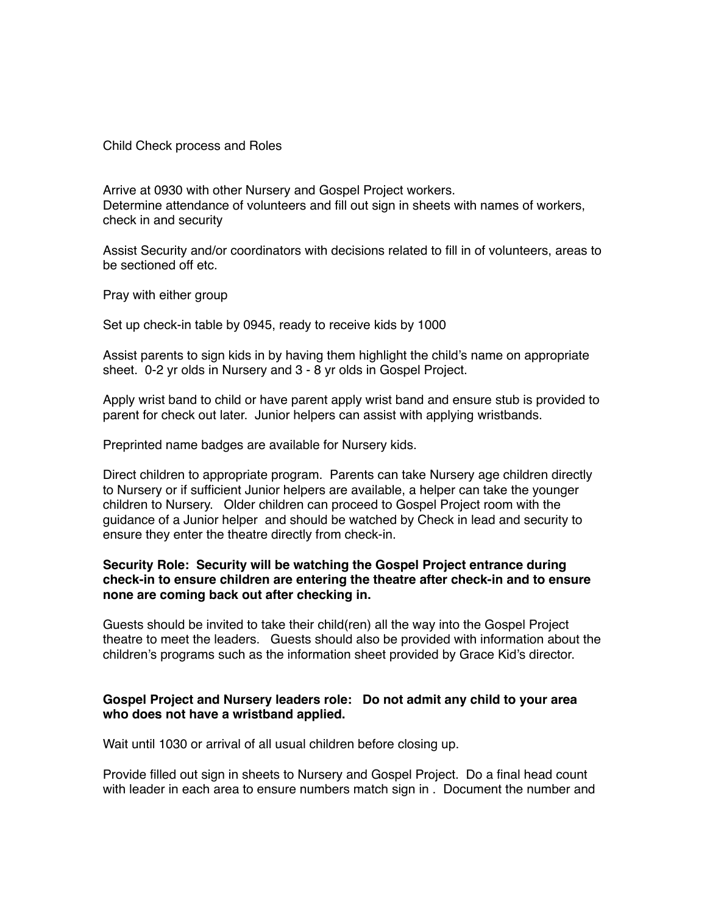Child Check process and Roles

Arrive at 0930 with other Nursery and Gospel Project workers.
Determine attendance of volunteers and fill out sign in sheets with names of workers, check in and security

Assist Security and/or coordinators with decisions related to fill in of volunteers, areas to be sectioned off etc.

Pray with either group

Set up check-in table by 0945, ready to receive kids by 1000

Assist parents to sign kids in by having them highlight the child's name on appropriate sheet. 0-2 yr olds in Nursery and 3 - 8 yr olds in Gospel Project.

Apply wrist band to child or have parent apply wrist band and ensure stub is provided to parent for check out later. Junior helpers can assist with applying wristbands.

Preprinted name badges are available for Nursery kids.

Direct children to appropriate program. Parents can take Nursery age children directly to Nursery or if sufficient Junior helpers are available, a helper can take the younger children to Nursery. Older children can proceed to Gospel Project room with the guidance of a Junior helper and should be watched by Check in lead and security to ensure they enter the theatre directly from check-in.

**Security Role: Security will be watching the Gospel Project entrance during check-in to ensure children are entering the theatre after check-in and to ensure none are coming back out after checking in.**

Guests should be invited to take their child(ren) all the way into the Gospel Project theatre to meet the leaders. Guests should also be provided with information about the children's programs such as the information sheet provided by Grace Kid's director.

**Gospel Project and Nursery leaders role: Do not admit any child to your area who does not have a wristband applied.**

Wait until 1030 or arrival of all usual children before closing up.

Provide filled out sign in sheets to Nursery and Gospel Project. Do a final head count with leader in each area to ensure numbers match sign in . Document the number and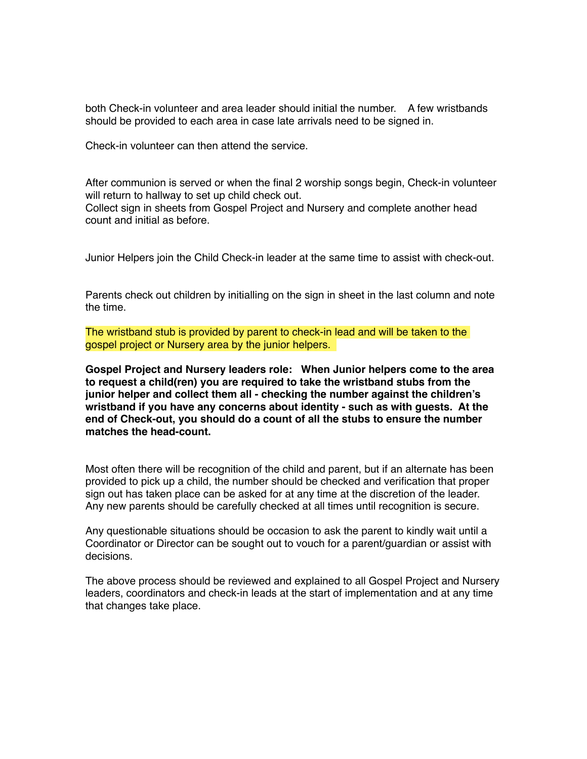both Check-in volunteer and area leader should initial the number.    A few wristbands should be provided to each area in case late arrivals need to be signed in.

Check-in volunteer can then attend the service.

After communion is served or when the final 2 worship songs begin, Check-in volunteer will return to hallway to set up child check out.
Collect sign in sheets from Gospel Project and Nursery and complete another head count and initial as before.

Junior Helpers join the Child Check-in leader at the same time to assist with check-out.

Parents check out children by initialling on the sign in sheet in the last column and note the time.

The wristband stub is provided by parent to check-in lead and will be taken to the gospel project or Nursery area by the junior helpers.

**Gospel Project and Nursery leaders role:   When Junior helpers come to the area to request a child(ren) you are required to take the wristband stubs from the junior helper and collect them all - checking the number against the children's wristband if you have any concerns about identity - such as with guests.  At the end of Check-out, you should do a count of all the stubs to ensure the number matches the head-count.**

Most often there will be recognition of the child and parent, but if an alternate has been provided to pick up a child, the number should be checked and verification that proper sign out has taken place can be asked for at any time at the discretion of the leader. Any new parents should be carefully checked at all times until recognition is secure.

Any questionable situations should be occasion to ask the parent to kindly wait until a Coordinator or Director can be sought out to vouch for a parent/guardian or assist with decisions.

The above process should be reviewed and explained to all Gospel Project and Nursery leaders, coordinators and check-in leads at the start of implementation and at any time that changes take place.